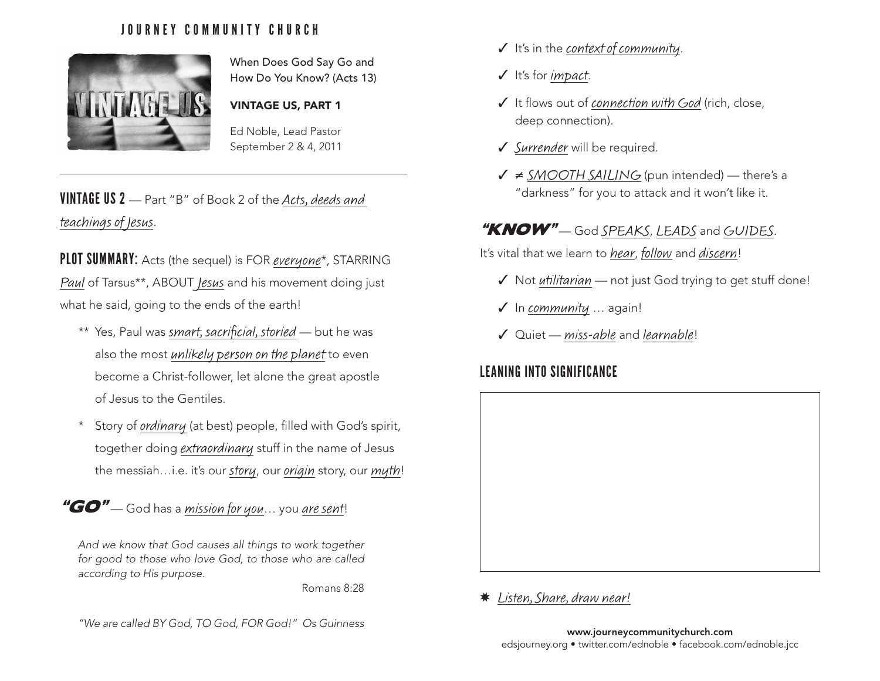# JOURNEY COMMUNITY CHURCH

When Does God Say Go and How Do You Know? (Acts 13)

**VINTAGE US, PART 1**

Ed Noble, Lead Pastor
September 2 & 4, 2011

---

**VINTAGE US 2** — Part "B" of Book 2 of the *Acts, deeds and teachings of Jesus*.

**PLOT SUMMARY:** Acts (the sequel) is FOR *everyone**, STARRING *Paul* of Tarsus**, ABOUT *Jesus* and his movement doing just what he said, going to the ends of the earth!

- ** Yes, Paul was *smart, sacrificial, storied* — but he was also the most *unlikely person on the planet* to even become a Christ-follower, let alone the great apostle of Jesus to the Gentiles.
- * Story of *ordinary* (at best) people, filled with God's spirit, together doing *extraordinary* stuff in the name of Jesus the messiah…i.e. it's our *story*, our *origin* story, our *myth*!

## "GO" — God has a *mission for you*… you *are sent*!

*And we know that God causes all things to work together for good to those who love God, to those who are called according to His purpose.*

Romans 8:28

*"We are called BY God, TO God, FOR God!" Os Guinness*

- ✓ It's in the *context of community*.
- ✓ It's for *impact*.
- ✓ It flows out of *connection with God* (rich, close, deep connection).
- ✓ *Surrender* will be required.
- ✓ ≠ *SMOOTH SAILING* (pun intended) — there's a "darkness" for you to attack and it won't like it.

## "KNOW" — God *SPEAKS*, *LEADS* and *GUIDES*.

It's vital that we learn to *hear*, *follow* and *discern*!

- ✓ Not *utilitarian* — not just God trying to get stuff done!
- ✓ In *community* … again!
- ✓ Quiet — *miss-able* and *learnable*!

## LEANING INTO SIGNIFICANCE

✷ *Listen, Share, draw near!*

**www.journeycommunitychurch.com**
edsjourney.org • twitter.com/ednoble • facebook.com/ednoble.jcc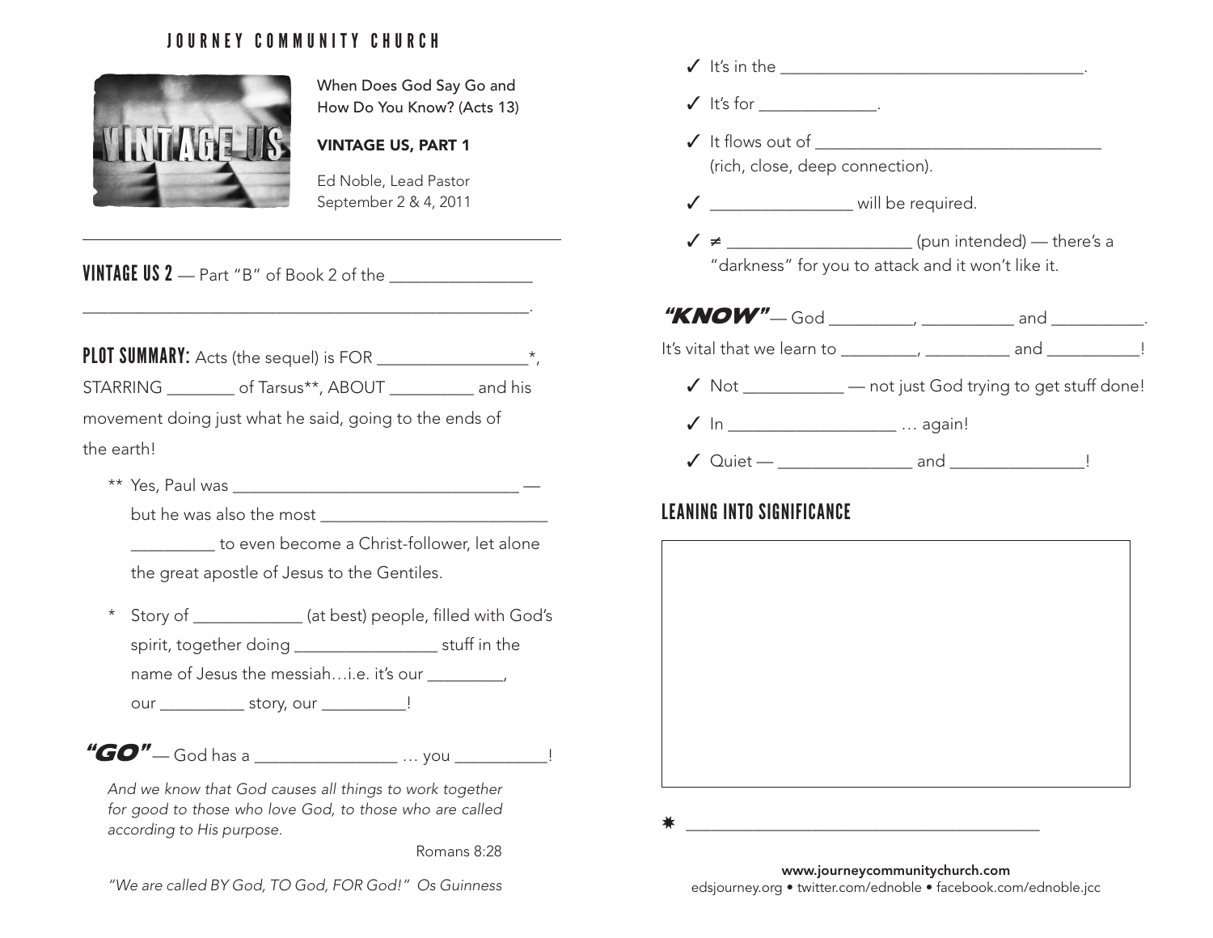JOURNEY COMMUNITY CHURCH

When Does God Say Go and How Do You Know? (Acts 13)

**VINTAGE US, PART 1**

Ed Noble, Lead Pastor
September 2 & 4, 2011

---

## VINTAGE US 2 — Part "B" of Book 2 of the ________________

________________________________________________.

**PLOT SUMMARY:** Acts (the sequel) is FOR _________________*, STARRING ________ of Tarsus**, ABOUT __________ and his movement doing just what he said, going to the ends of the earth!

** Yes, Paul was _________________________________ — but he was also the most __________________________ _________ to even become a Christ-follower, let alone the great apostle of Jesus to the Gentiles.

\* Story of ____________ (at best) people, filled with God's spirit, together doing ________________ stuff in the name of Jesus the messiah…i.e. it's our _________, our __________ story, our _________!

## "GO" — God has a ________________ … you __________!

*And we know that God causes all things to work together for good to those who love God, to those who are called according to His purpose.*

Romans 8:28

*"We are called BY God, TO God, FOR God!" Os Guinness*

- ✓ It's in the ___________________________________.
- ✓ It's for ______________.
- ✓ It flows out of ___________________________________ (rich, close, deep connection).
- ✓ ________________ will be required.
- ✓ ≠ ____________________ (pun intended) — there's a "darkness" for you to attack and it won't like it.

## "KNOW" — God __________, __________ and __________.

It's vital that we learn to _________, __________ and __________!

- ✓ Not ___________ — not just God trying to get stuff done!
- ✓ In ___________________ … again!
- ✓ Quiet — _______________ and _______________!

## LEANING INTO SIGNIFICANCE

✷ ____________________________________________

www.journeycommunitychurch.com
edsjourney.org • twitter.com/ednoble • facebook.com/ednoble.jcc